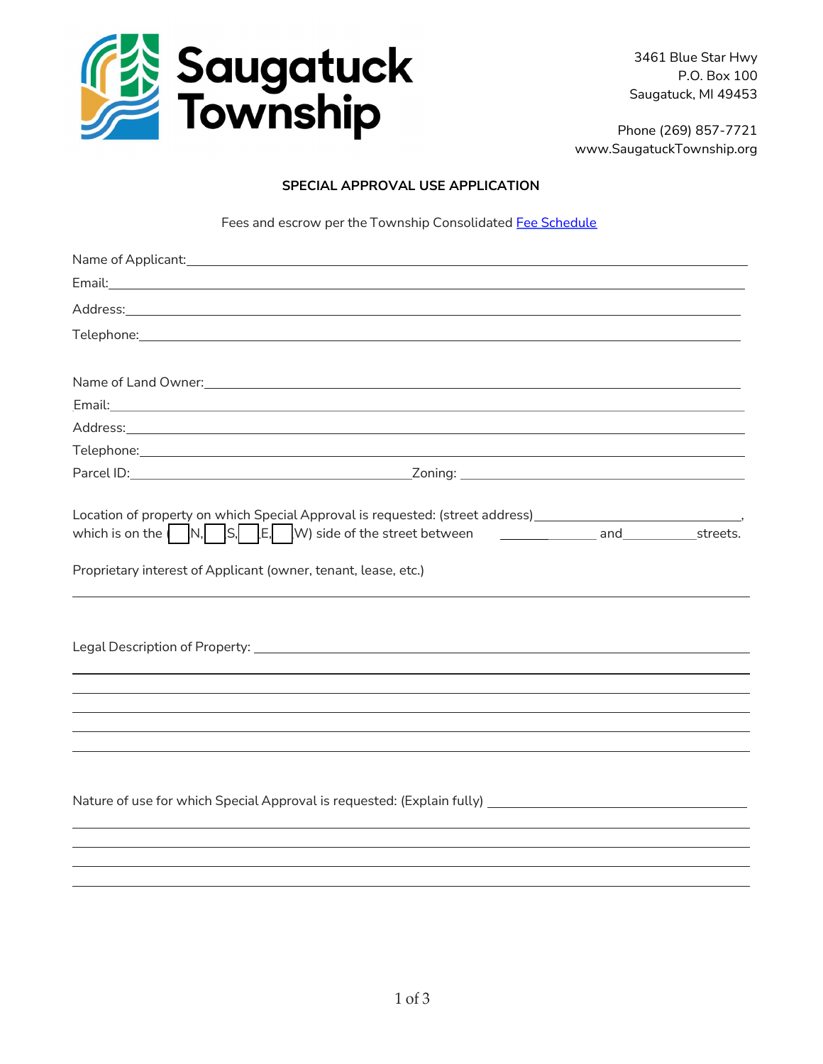# Saugatuck Township

3461 Blue Star Hwy
P.O. Box 100
Saugatuck, MI 49453

Phone (269) 857-7721
www.SaugatuckTownship.org

**SPECIAL APPROVAL USE APPLICATION**

Fees and escrow per the Township Consolidated [Fee Schedule]

Name of Applicant: ____________________________________________

Email: ____________________________________________

Address: ____________________________________________

Telephone: ____________________________________________

Name of Land Owner: ____________________________________________

Email: ____________________________________________

Address: ____________________________________________

Telephone: ____________________________________________

Parcel ID: ______________________ Zoning: ______________________

Location of property on which Special Approval is requested: (street address) ______________________, which is on the (☐ N, ☐ S, ☐ E, ☐ W) side of the street between ______________ and ______________ streets.

Proprietary interest of Applicant (owner, tenant, lease, etc.)

____________________________________________

Legal Description of Property: ____________________________________________

____________________________________________

____________________________________________

____________________________________________

____________________________________________

____________________________________________

Nature of use for which Special Approval is requested: (Explain fully) ______________________

____________________________________________

____________________________________________

____________________________________________

____________________________________________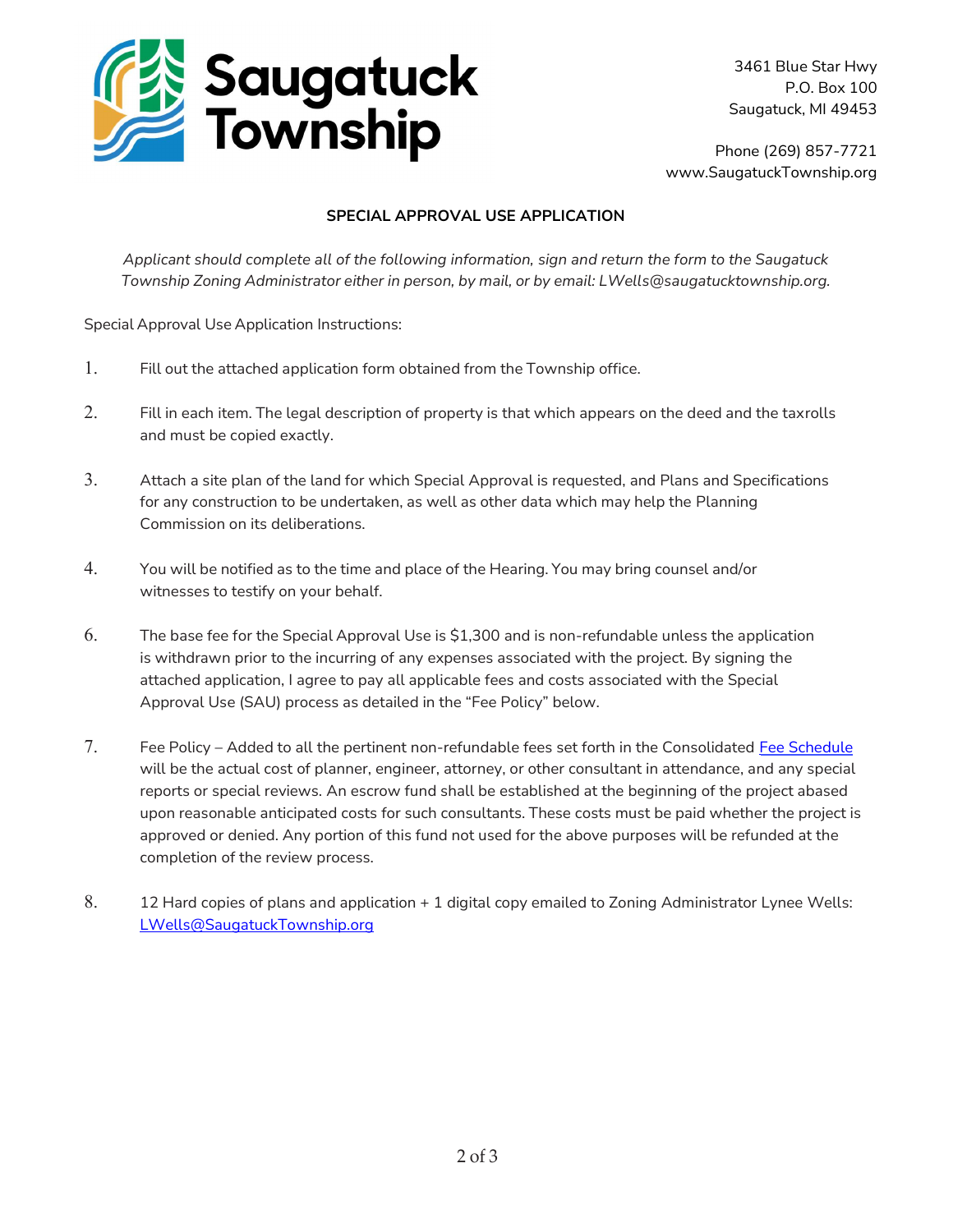# Saugatuck Township

3461 Blue Star Hwy
P.O. Box 100
Saugatuck, MI 49453

Phone (269) 857-7721
www.SaugatuckTownship.org

## SPECIAL APPROVAL USE APPLICATION

*Applicant should complete all of the following information, sign and return the form to the Saugatuck Township Zoning Administrator either in person, by mail, or by email: LWells@saugatucktownship.org.*

Special Approval Use Application Instructions:

1. Fill out the attached application form obtained from the Township office.

2. Fill in each item. The legal description of property is that which appears on the deed and the taxrolls and must be copied exactly.

3. Attach a site plan of the land for which Special Approval is requested, and Plans and Specifications for any construction to be undertaken, as well as other data which may help the Planning Commission on its deliberations.

4. You will be notified as to the time and place of the Hearing. You may bring counsel and/or witnesses to testify on your behalf.

6. The base fee for the Special Approval Use is $1,300 and is non-refundable unless the application is withdrawn prior to the incurring of any expenses associated with the project. By signing the attached application, I agree to pay all applicable fees and costs associated with the Special Approval Use (SAU) process as detailed in the "Fee Policy" below.

7. Fee Policy – Added to all the pertinent non-refundable fees set forth in the Consolidated Fee Schedule will be the actual cost of planner, engineer, attorney, or other consultant in attendance, and any special reports or special reviews. An escrow fund shall be established at the beginning of the project abased upon reasonable anticipated costs for such consultants. These costs must be paid whether the project is approved or denied. Any portion of this fund not used for the above purposes will be refunded at the completion of the review process.

8. 12 Hard copies of plans and application + 1 digital copy emailed to Zoning Administrator Lynee Wells: LWells@SaugatuckTownship.org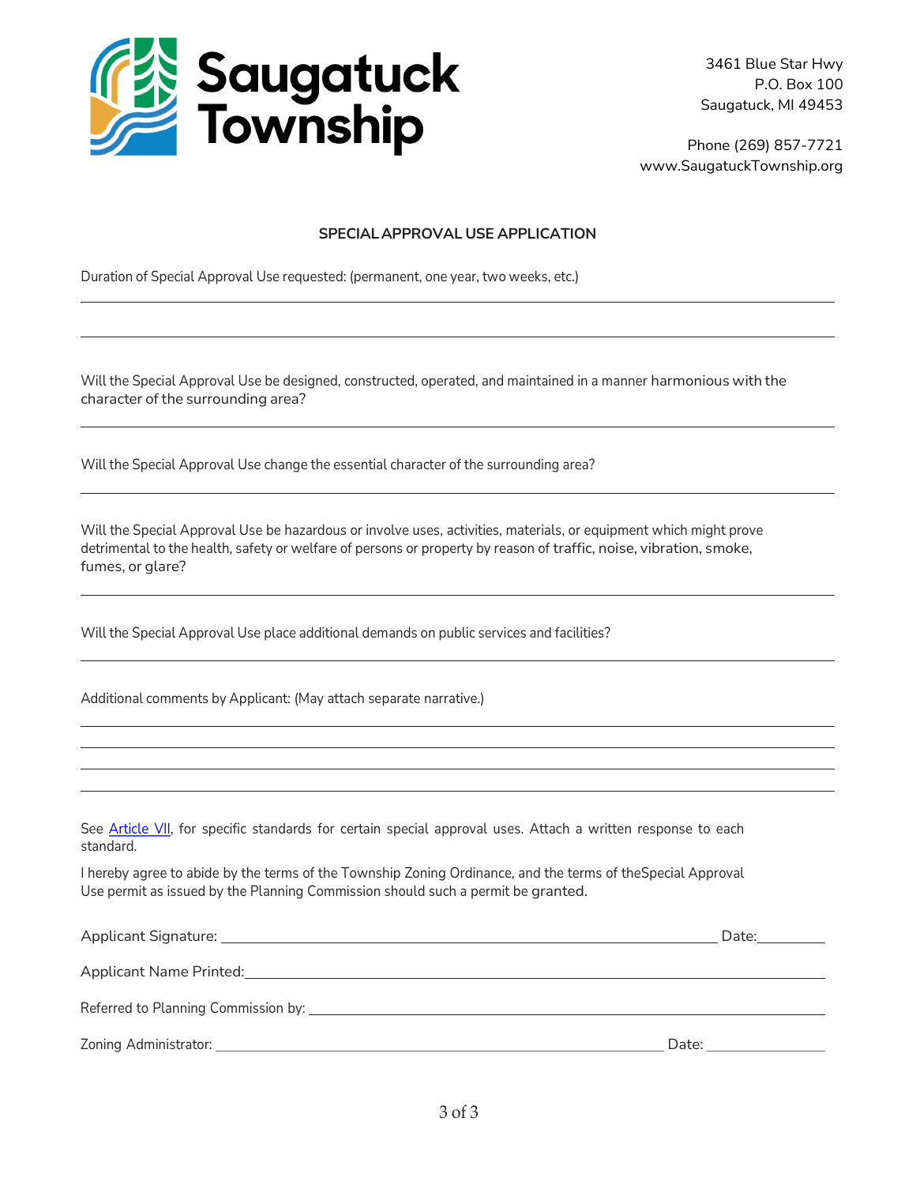Saugatuck Township

3461 Blue Star Hwy
P.O. Box 100
Saugatuck, MI 49453

Phone (269) 857-7721
www.SaugatuckTownship.org

**SPECIAL APPROVAL USE APPLICATION**

Duration of Special Approval Use requested: (permanent, one year, two weeks, etc.)

______________________________________________________________________

______________________________________________________________________

Will the Special Approval Use be designed, constructed, operated, and maintained in a manner harmonious with the character of the surrounding area?

______________________________________________________________________

Will the Special Approval Use change the essential character of the surrounding area?

______________________________________________________________________

Will the Special Approval Use be hazardous or involve uses, activities, materials, or equipment which might prove detrimental to the health, safety or welfare of persons or property by reason of traffic, noise, vibration, smoke, fumes, or glare?

______________________________________________________________________

Will the Special Approval Use place additional demands on public services and facilities?

______________________________________________________________________

Additional comments by Applicant: (May attach separate narrative.)

______________________________________________________________________

______________________________________________________________________

______________________________________________________________________

______________________________________________________________________

See Article VII, for specific standards for certain special approval uses. Attach a written response to each standard.

I hereby agree to abide by the terms of the Township Zoning Ordinance, and the terms of theSpecial Approval Use permit as issued by the Planning Commission should such a permit be granted.

Applicant Signature: ______________________________________ Date: __________

Applicant Name Printed: ______________________________________________

Referred to Planning Commission by: ______________________________________

Zoning Administrator: ______________________________________ Date: __________